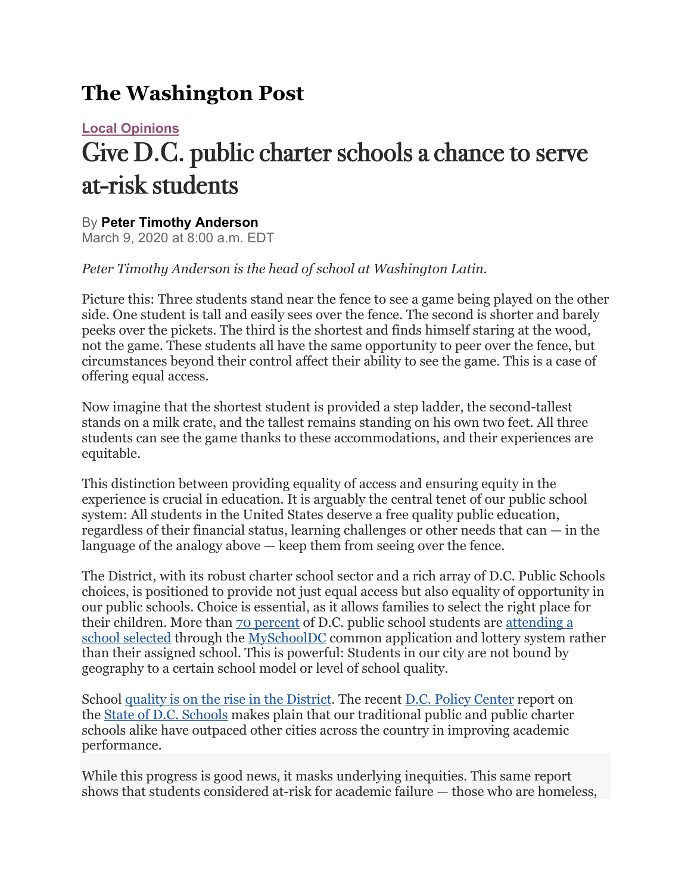# The Washington Post

**Local Opinions**

## Give D.C. public charter schools a chance to serve at-risk students

By **Peter Timothy Anderson**
March 9, 2020 at 8:00 a.m. EDT

*Peter Timothy Anderson is the head of school at Washington Latin.*

Picture this: Three students stand near the fence to see a game being played on the other side. One student is tall and easily sees over the fence. The second is shorter and barely peeks over the pickets. The third is the shortest and finds himself staring at the wood, not the game. These students all have the same opportunity to peer over the fence, but circumstances beyond their control affect their ability to see the game. This is a case of offering equal access.

Now imagine that the shortest student is provided a step ladder, the second-tallest stands on a milk crate, and the tallest remains standing on his own two feet. All three students can see the game thanks to these accommodations, and their experiences are equitable.

This distinction between providing equality of access and ensuring equity in the experience is crucial in education. It is arguably the central tenet of our public school system: All students in the United States deserve a free quality public education, regardless of their financial status, learning challenges or other needs that can — in the language of the analogy above — keep them from seeing over the fence.

The District, with its robust charter school sector and a rich array of D.C. Public Schools choices, is positioned to provide not just equal access but also equality of opportunity in our public schools. Choice is essential, as it allows families to select the right place for their children. More than 70 percent of D.C. public school students are attending a school selected through the MySchoolDC common application and lottery system rather than their assigned school. This is powerful: Students in our city are not bound by geography to a certain school model or level of school quality.

School quality is on the rise in the District. The recent D.C. Policy Center report on the State of D.C. Schools makes plain that our traditional public and public charter schools alike have outpaced other cities across the country in improving academic performance.

While this progress is good news, it masks underlying inequities. This same report shows that students considered at-risk for academic failure — those who are homeless,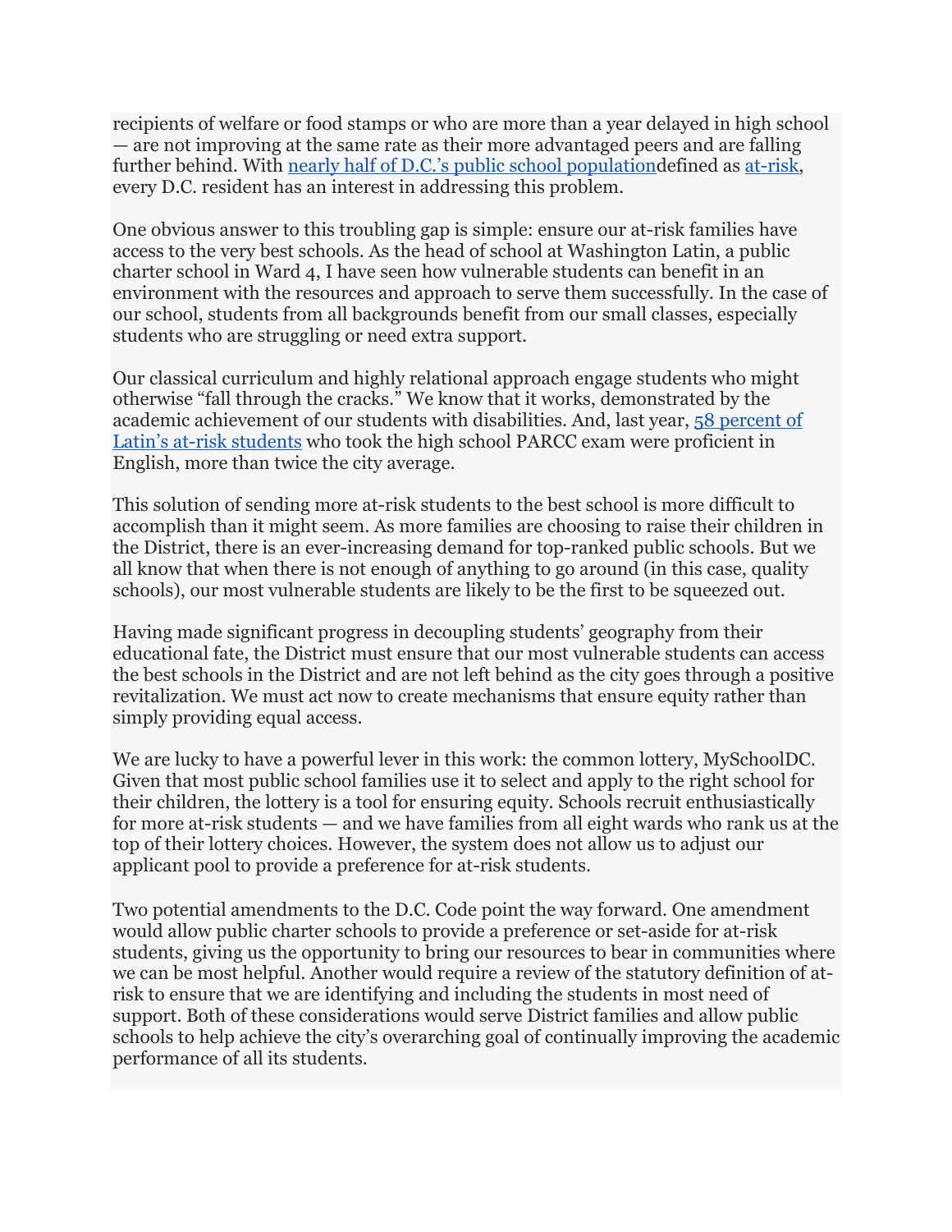recipients of welfare or food stamps or who are more than a year delayed in high school — are not improving at the same rate as their more advantaged peers and are falling further behind. With [nearly half of D.C.'s public school population](#)defined as [at-risk](#), every D.C. resident has an interest in addressing this problem.

One obvious answer to this troubling gap is simple: ensure our at-risk families have access to the very best schools. As the head of school at Washington Latin, a public charter school in Ward 4, I have seen how vulnerable students can benefit in an environment with the resources and approach to serve them successfully. In the case of our school, students from all backgrounds benefit from our small classes, especially students who are struggling or need extra support.

Our classical curriculum and highly relational approach engage students who might otherwise "fall through the cracks." We know that it works, demonstrated by the academic achievement of our students with disabilities. And, last year, [58 percent of Latin's at-risk students](#) who took the high school PARCC exam were proficient in English, more than twice the city average.

This solution of sending more at-risk students to the best school is more difficult to accomplish than it might seem. As more families are choosing to raise their children in the District, there is an ever-increasing demand for top-ranked public schools. But we all know that when there is not enough of anything to go around (in this case, quality schools), our most vulnerable students are likely to be the first to be squeezed out.

Having made significant progress in decoupling students' geography from their educational fate, the District must ensure that our most vulnerable students can access the best schools in the District and are not left behind as the city goes through a positive revitalization. We must act now to create mechanisms that ensure equity rather than simply providing equal access.

We are lucky to have a powerful lever in this work: the common lottery, MySchoolDC. Given that most public school families use it to select and apply to the right school for their children, the lottery is a tool for ensuring equity. Schools recruit enthusiastically for more at-risk students — and we have families from all eight wards who rank us at the top of their lottery choices. However, the system does not allow us to adjust our applicant pool to provide a preference for at-risk students.

Two potential amendments to the D.C. Code point the way forward. One amendment would allow public charter schools to provide a preference or set-aside for at-risk students, giving us the opportunity to bring our resources to bear in communities where we can be most helpful. Another would require a review of the statutory definition of at-risk to ensure that we are identifying and including the students in most need of support. Both of these considerations would serve District families and allow public schools to help achieve the city's overarching goal of continually improving the academic performance of all its students.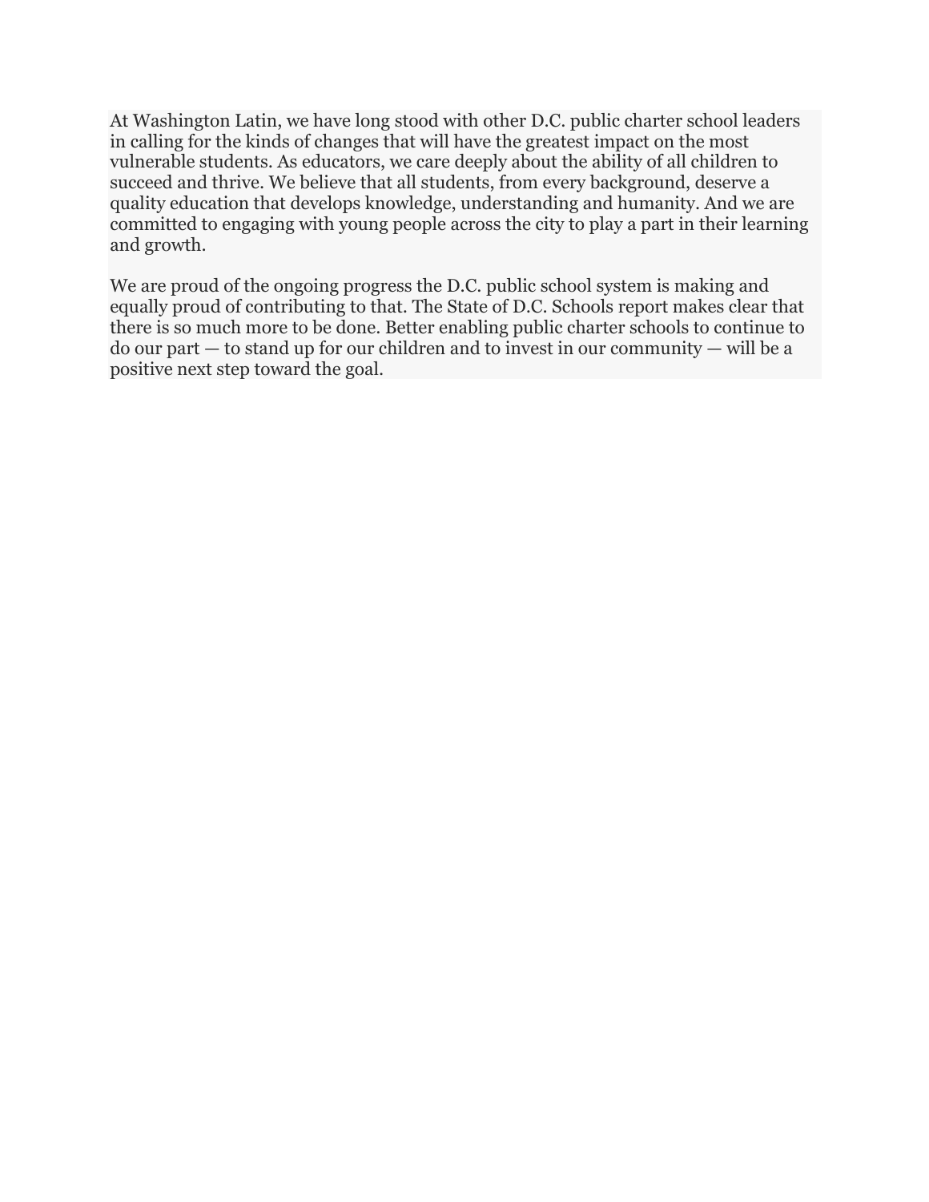At Washington Latin, we have long stood with other D.C. public charter school leaders in calling for the kinds of changes that will have the greatest impact on the most vulnerable students. As educators, we care deeply about the ability of all children to succeed and thrive. We believe that all students, from every background, deserve a quality education that develops knowledge, understanding and humanity. And we are committed to engaging with young people across the city to play a part in their learning and growth.

We are proud of the ongoing progress the D.C. public school system is making and equally proud of contributing to that. The State of D.C. Schools report makes clear that there is so much more to be done. Better enabling public charter schools to continue to do our part — to stand up for our children and to invest in our community — will be a positive next step toward the goal.